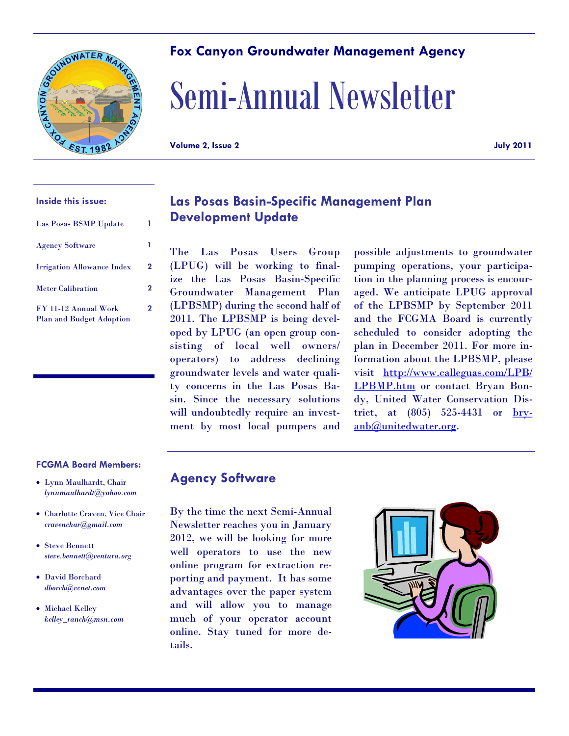# Fox Canyon Groundwater Management Agency

# Semi-Annual Newsletter

**Volume 2, Issue 2** **July 2011**

**Inside this issue:**

| | |
|---|---|
| Las Posas BSMP Update | 1 |
| Agency Software | 1 |
| Irrigation Allowance Index | 2 |
| Meter Calibration | 2 |
| FY 11-12 Annual Work Plan and Budget Adoption | 2 |

**FCGMA Board Members:**

- Lynn Maulhardt, Chair *lynnmaulhardt@yahoo.com*
- Charlotte Craven, Vice Chair *cravenchar@gmail.com*
- Steve Bennett *steve.bennett@ventura.org*
- David Borchard *dborch@vcnet.com*
- Michael Kelley *kelley_ranch@msn.com*

## Las Posas Basin-Specific Management Plan Development Update

The Las Posas Users Group (LPUG) will be working to finalize the Las Posas Basin-Specific Groundwater Management Plan (LPBSMP) during the second half of 2011. The LPBSMP is being developed by LPUG (an open group consisting of local well owners/operators) to address declining groundwater levels and water quality concerns in the Las Posas Basin. Since the necessary solutions will undoubtedly require an investment by most local pumpers and possible adjustments to groundwater pumping operations, your participation in the planning process is encouraged. We anticipate LPUG approval of the LPBSMP by September 2011 and the FCGMA Board is currently scheduled to consider adopting the plan in December 2011. For more information about the LPBSMP, please visit http://www.calleguas.com/LPB/LPBMP.htm or contact Bryan Bondy, United Water Conservation District, at (805) 525-4431 or bryanb@unitedwater.org.

## Agency Software

By the time the next Semi-Annual Newsletter reaches you in January 2012, we will be looking for more well operators to use the new online program for extraction reporting and payment. It has some advantages over the paper system and will allow you to manage much of your operator account online. Stay tuned for more details.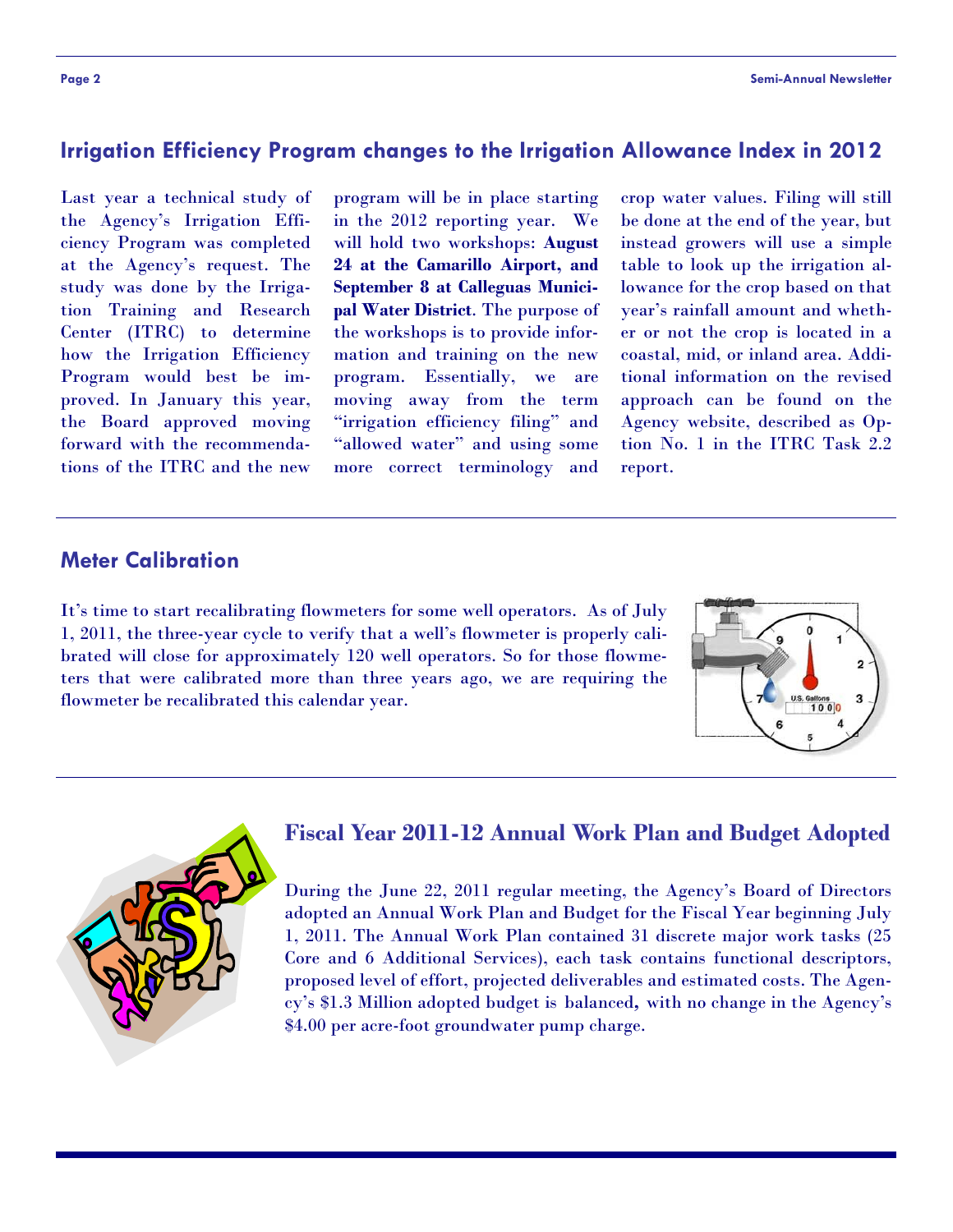## Irrigation Efficiency Program changes to the Irrigation Allowance Index in 2012

Last year a technical study of the Agency's Irrigation Efficiency Program was completed at the Agency's request. The study was done by the Irrigation Training and Research Center (ITRC) to determine how the Irrigation Efficiency Program would best be improved. In January this year, the Board approved moving forward with the recommendations of the ITRC and the new program will be in place starting in the 2012 reporting year. We will hold two workshops: **August 24 at the Camarillo Airport, and September 8 at Calleguas Municipal Water District**. The purpose of the workshops is to provide information and training on the new program. Essentially, we are moving away from the term "irrigation efficiency filing" and "allowed water" and using some more correct terminology and crop water values. Filing will still be done at the end of the year, but instead growers will use a simple table to look up the irrigation allowance for the crop based on that year's rainfall amount and whether or not the crop is located in a coastal, mid, or inland area. Additional information on the revised approach can be found on the Agency website, described as Option No. 1 in the ITRC Task 2.2 report.

## Meter Calibration

It's time to start recalibrating flowmeters for some well operators. As of July 1, 2011, the three-year cycle to verify that a well's flowmeter is properly calibrated will close for approximately 120 well operators. So for those flowmeters that were calibrated more than three years ago, we are requiring the flowmeter be recalibrated this calendar year.

## Fiscal Year 2011-12 Annual Work Plan and Budget Adopted

During the June 22, 2011 regular meeting, the Agency's Board of Directors adopted an Annual Work Plan and Budget for the Fiscal Year beginning July 1, 2011. The Annual Work Plan contained 31 discrete major work tasks (25 Core and 6 Additional Services), each task contains functional descriptors, proposed level of effort, projected deliverables and estimated costs. The Agency's $1.3 Million adopted budget is balanced, with no change in the Agency's $4.00 per acre-foot groundwater pump charge.